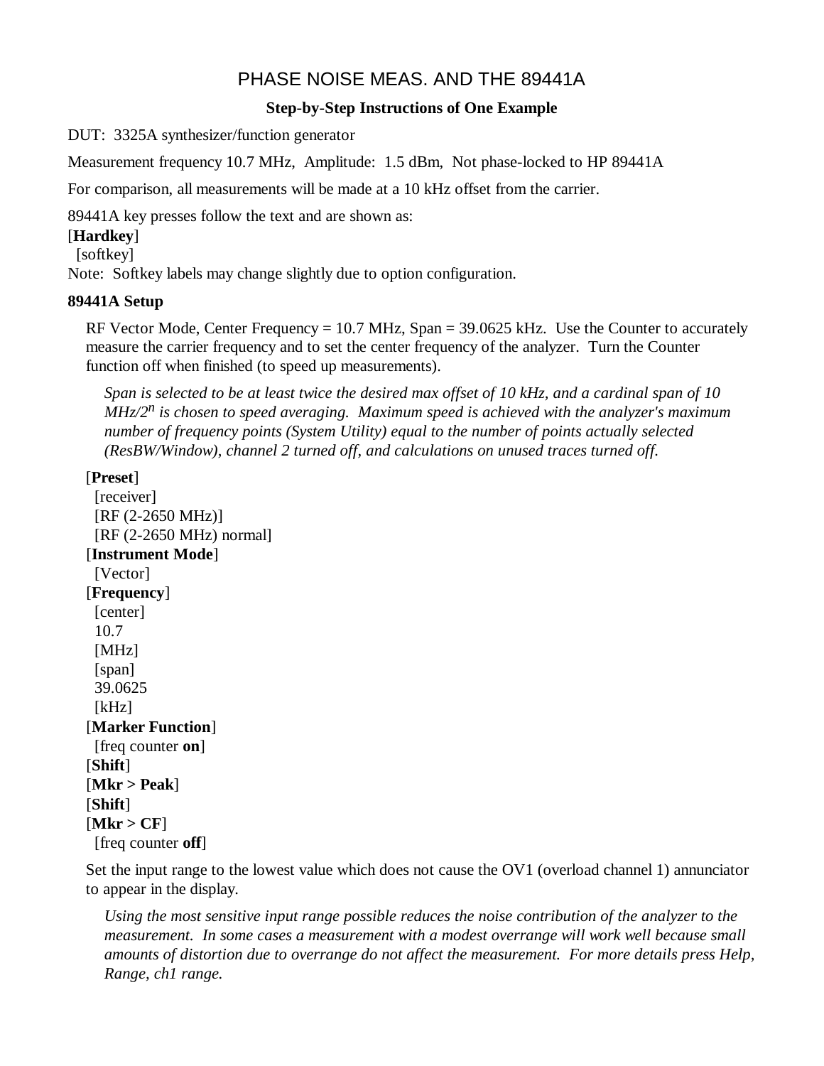# PHASE NOISE MEAS. AND THE 89441A

### Step-by-Step Instructions of One Example

DUT: 3325A synthesizer/function generator

Measurement frequency 10.7 MHz, Amplitude: 1.5 dBm, Not phase-locked to HP 89441A

For comparison, all measurements will be made at a 10 kHz offset from the carrier.

89441A key presses follow the text and are shown as:
[**Hardkey**]
 [softkey]
Note: Softkey labels may change slightly due to option configuration.

### 89441A Setup

RF Vector Mode, Center Frequency = 10.7 MHz, Span = 39.0625 kHz. Use the Counter to accurately measure the carrier frequency and to set the center frequency of the analyzer. Turn the Counter function off when finished (to speed up measurements).

*Span is selected to be at least twice the desired max offset of 10 kHz, and a cardinal span of 10 MHz/$2^n$ is chosen to speed averaging. Maximum speed is achieved with the analyzer's maximum number of frequency points (System Utility) equal to the number of points actually selected (ResBW/Window), channel 2 turned off, and calculations on unused traces turned off.*

[**Preset**]
 [receiver]
 [RF (2-2650 MHz)]
 [RF (2-2650 MHz) normal]
[**Instrument Mode**]
 [Vector]
[**Frequency**]
 [center]
 10.7
 [MHz]
 [span]
 39.0625
 [kHz]
[**Marker Function**]
 [freq counter **on**]
[**Shift**]
[**Mkr > Peak**]
[**Shift**]
[**Mkr > CF**]
 [freq counter **off**]

Set the input range to the lowest value which does not cause the OV1 (overload channel 1) annunciator to appear in the display.

*Using the most sensitive input range possible reduces the noise contribution of the analyzer to the measurement. In some cases a measurement with a modest overrange will work well because small amounts of distortion due to overrange do not affect the measurement. For more details press Help, Range, ch1 range.*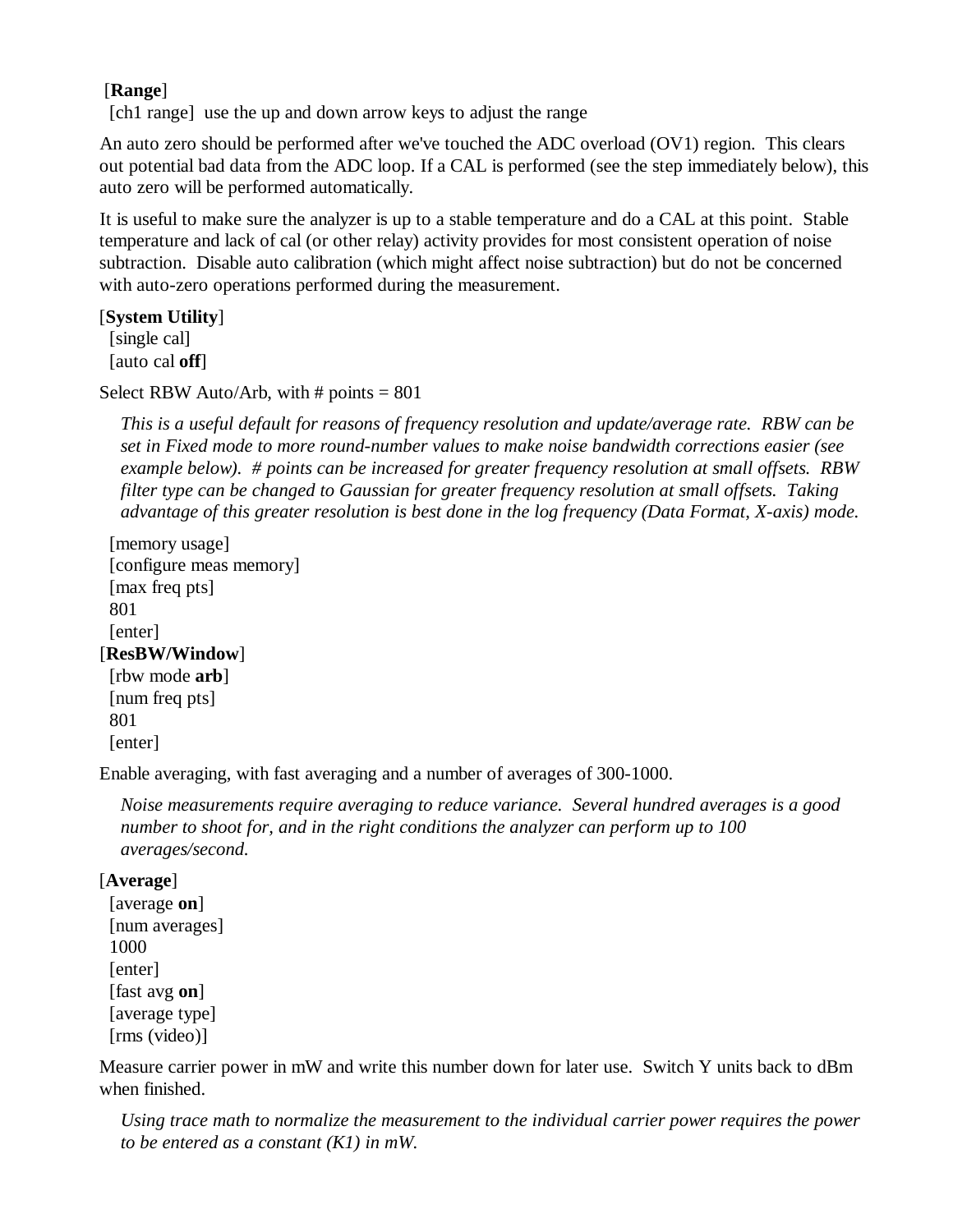[**Range**]
[ch1 range] use the up and down arrow keys to adjust the range

An auto zero should be performed after we've touched the ADC overload (OV1) region. This clears out potential bad data from the ADC loop. If a CAL is performed (see the step immediately below), this auto zero will be performed automatically.

It is useful to make sure the analyzer is up to a stable temperature and do a CAL at this point. Stable temperature and lack of cal (or other relay) activity provides for most consistent operation of noise subtraction. Disable auto calibration (which might affect noise subtraction) but do not be concerned with auto-zero operations performed during the measurement.

[**System Utility**]
[single cal]
[auto cal **off**]

Select RBW Auto/Arb, with # points = 801

> *This is a useful default for reasons of frequency resolution and update/average rate. RBW can be set in Fixed mode to more round-number values to make noise bandwidth corrections easier (see example below). # points can be increased for greater frequency resolution at small offsets. RBW filter type can be changed to Gaussian for greater frequency resolution at small offsets. Taking advantage of this greater resolution is best done in the log frequency (Data Format, X-axis) mode.*

[memory usage]
[configure meas memory]
[max freq pts]
801
[enter]
[**ResBW/Window**]
[rbw mode **arb**]
[num freq pts]
801
[enter]

Enable averaging, with fast averaging and a number of averages of 300-1000.

> *Noise measurements require averaging to reduce variance. Several hundred averages is a good number to shoot for, and in the right conditions the analyzer can perform up to 100 averages/second.*

[**Average**]
[average **on**]
[num averages]
1000
[enter]
[fast avg **on**]
[average type]
[rms (video)]

Measure carrier power in mW and write this number down for later use. Switch Y units back to dBm when finished.

> *Using trace math to normalize the measurement to the individual carrier power requires the power to be entered as a constant (K1) in mW.*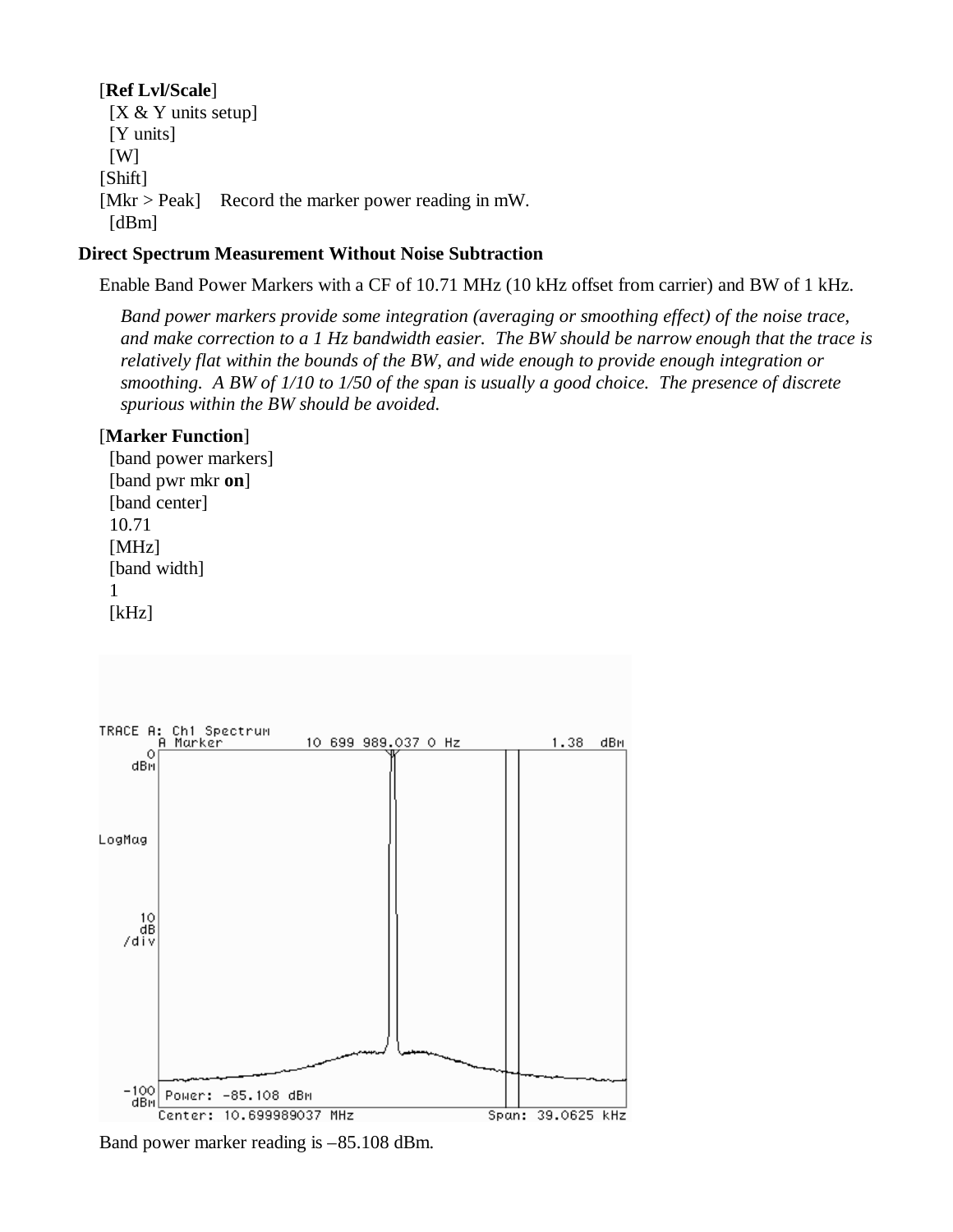[**Ref Lvl/Scale**]
[X & Y units setup]
[Y units]
[W]
[Shift]
[Mkr > Peak]    Record the marker power reading in mW.
[dBm]

**Direct Spectrum Measurement Without Noise Subtraction**

Enable Band Power Markers with a CF of 10.71 MHz (10 kHz offset from carrier) and BW of 1 kHz.

*Band power markers provide some integration (averaging or smoothing effect) of the noise trace, and make correction to a 1 Hz bandwidth easier. The BW should be narrow enough that the trace is relatively flat within the bounds of the BW, and wide enough to provide enough integration or smoothing. A BW of 1/10 to 1/50 of the span is usually a good choice. The presence of discrete spurious within the BW should be avoided.*

[**Marker Function**]
[band power markers]
[band pwr mkr **on**]
[band center]
10.71
[MHz]
[band width]
1
[kHz]

Band power marker reading is –85.108 dBm.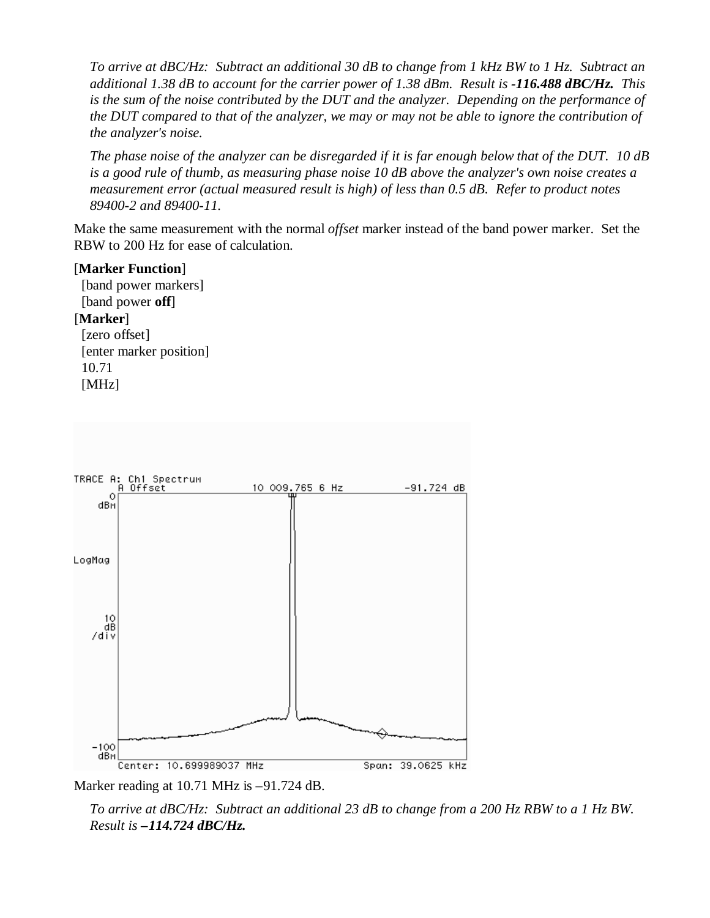*To arrive at dBC/Hz: Subtract an additional 30 dB to change from 1 kHz BW to 1 Hz. Subtract an additional 1.38 dB to account for the carrier power of 1.38 dBm. Result is **-116.488 dBC/Hz.** This is the sum of the noise contributed by the DUT and the analyzer. Depending on the performance of the DUT compared to that of the analyzer, we may or may not be able to ignore the contribution of the analyzer's noise.*

*The phase noise of the analyzer can be disregarded if it is far enough below that of the DUT. 10 dB is a good rule of thumb, as measuring phase noise 10 dB above the analyzer's own noise creates a measurement error (actual measured result is high) of less than 0.5 dB. Refer to product notes 89400-2 and 89400-11.*

Make the same measurement with the normal *offset* marker instead of the band power marker. Set the RBW to 200 Hz for ease of calculation.

[**Marker Function**]
  [band power markers]
  [band power **off**]
[**Marker**]
  [zero offset]
  [enter marker position]
  10.71
  [MHz]

Marker reading at 10.71 MHz is –91.724 dB.

*To arrive at dBC/Hz: Subtract an additional 23 dB to change from a 200 Hz RBW to a 1 Hz BW. Result is **–114.724 dBC/Hz.***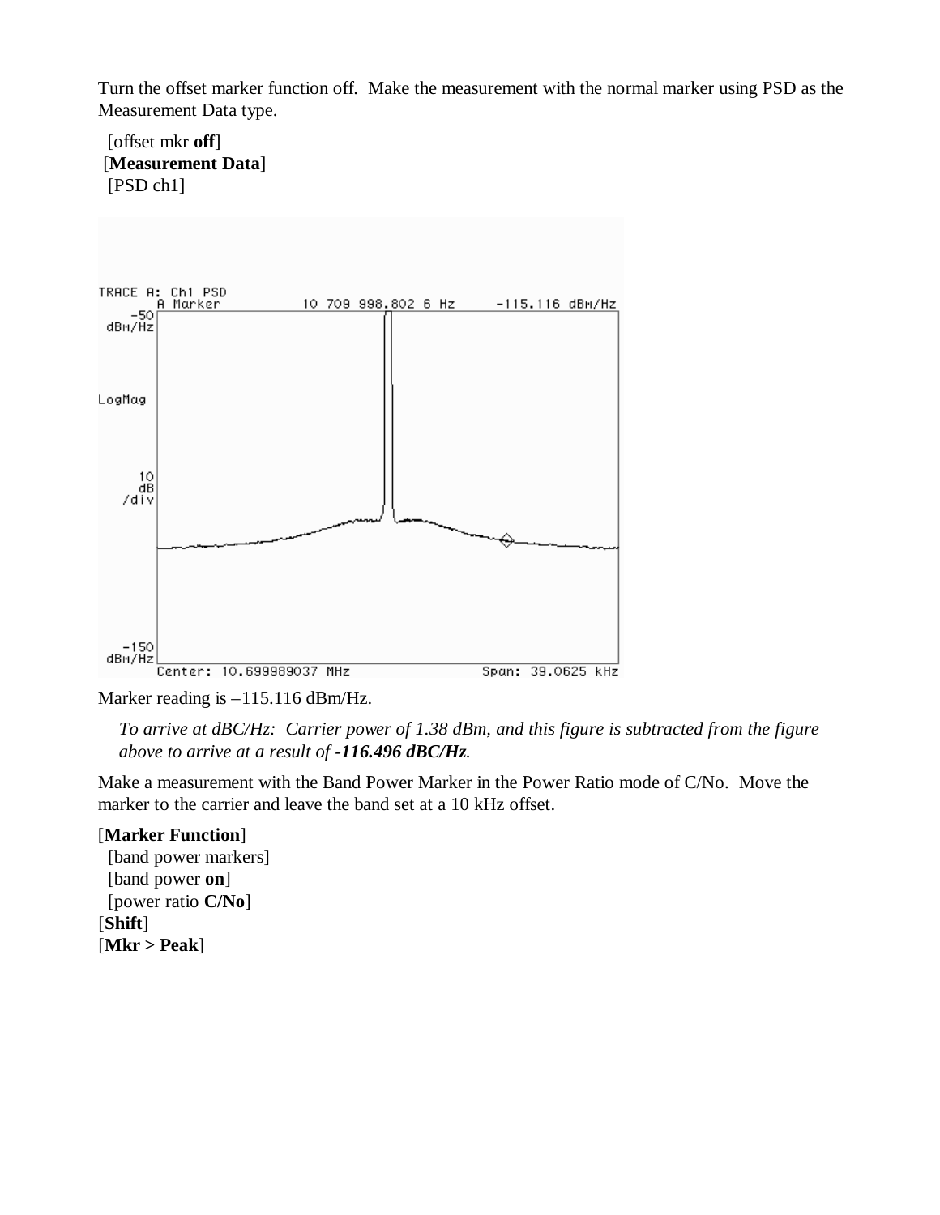Turn the offset marker function off. Make the measurement with the normal marker using PSD as the Measurement Data type.

[offset mkr **off**]
[**Measurement Data**]
[PSD ch1]

Marker reading is –115.116 dBm/Hz.

*To arrive at dBC/Hz: Carrier power of 1.38 dBm, and this figure is subtracted from the figure above to arrive at a result of **-116.496 dBC/Hz**.*

Make a measurement with the Band Power Marker in the Power Ratio mode of C/No. Move the marker to the carrier and leave the band set at a 10 kHz offset.

[**Marker Function**]
[band power markers]
[band power **on**]
[power ratio **C/No**]
[**Shift**]
[**Mkr > Peak**]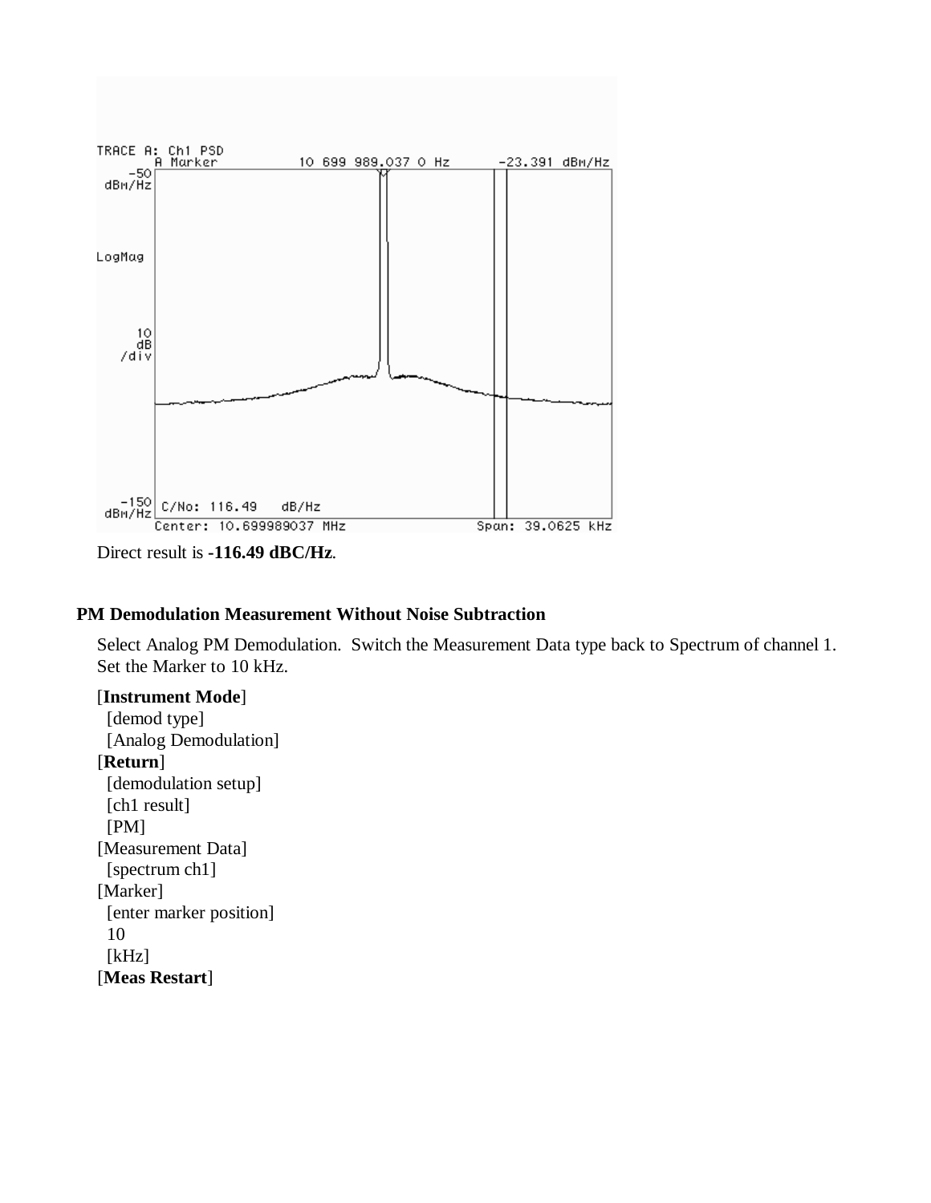TRACE A: Ch1 PSD
A Marker 10 699 989.037 0 Hz -23.391 dBm/Hz
-50 dBm/Hz
LogMag
10 dB /div
-150 dBm/Hz C/No: 116.49 dB/Hz
Center: 10.699989037 MHz Span: 39.0625 kHz

Direct result is **-116.49 dBC/Hz**.

### PM Demodulation Measurement Without Noise Subtraction

Select Analog PM Demodulation. Switch the Measurement Data type back to Spectrum of channel 1. Set the Marker to 10 kHz.

[**Instrument Mode**]
  [demod type]
  [Analog Demodulation]
[**Return**]
  [demodulation setup]
  [ch1 result]
  [PM]
[Measurement Data]
  [spectrum ch1]
[Marker]
  [enter marker position]
  10
  [kHz]
[**Meas Restart**]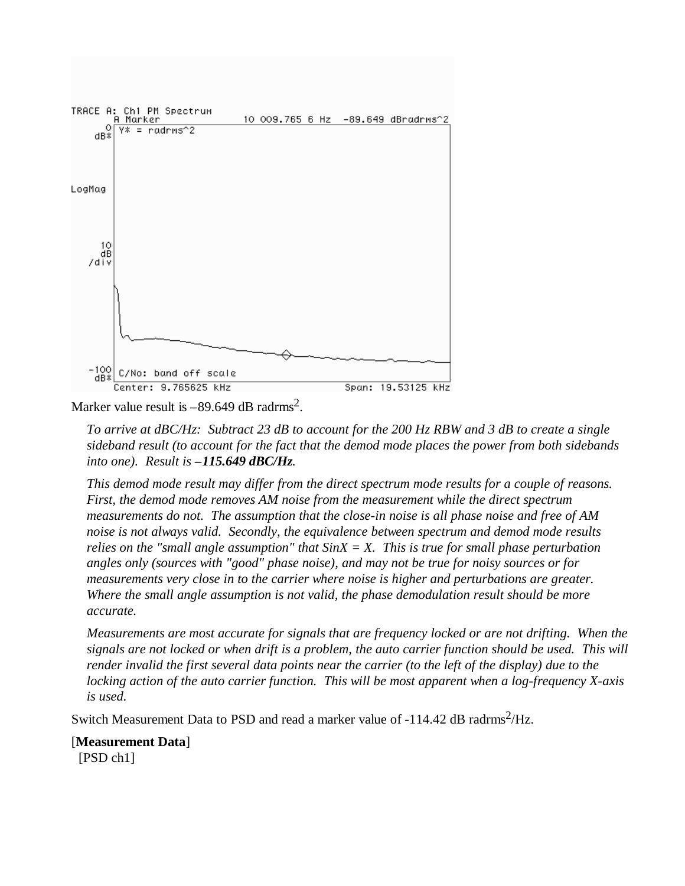TRACE A: Ch1 PM Spectrum
A Marker 10 009.765 6 Hz -89.649 dBradrms^2
0 dB* Y* = radrms^2
LogMag
10 dB /div
-100 dB* C/No: band off scale
Center: 9.765625 kHz Span: 19.53125 kHz

Marker value result is –89.649 dB radrms$^2$.

*To arrive at dBC/Hz: Subtract 23 dB to account for the 200 Hz RBW and 3 dB to create a single sideband result (to account for the fact that the demod mode places the power from both sidebands into one). Result is* ***–115.649 dBC/Hz****.*

*This demod mode result may differ from the direct spectrum mode results for a couple of reasons. First, the demod mode removes AM noise from the measurement while the direct spectrum measurements do not. The assumption that the close-in noise is all phase noise and free of AM noise is not always valid. Secondly, the equivalence between spectrum and demod mode results relies on the "small angle assumption" that SinX = X. This is true for small phase perturbation angles only (sources with "good" phase noise), and may not be true for noisy sources or for measurements very close in to the carrier where noise is higher and perturbations are greater. Where the small angle assumption is not valid, the phase demodulation result should be more accurate.*

*Measurements are most accurate for signals that are frequency locked or are not drifting. When the signals are not locked or when drift is a problem, the auto carrier function should be used. This will render invalid the first several data points near the carrier (to the left of the display) due to the locking action of the auto carrier function. This will be most apparent when a log-frequency X-axis is used.*

Switch Measurement Data to PSD and read a marker value of -114.42 dB radrms$^2$/Hz.

[**Measurement Data**]
[PSD ch1]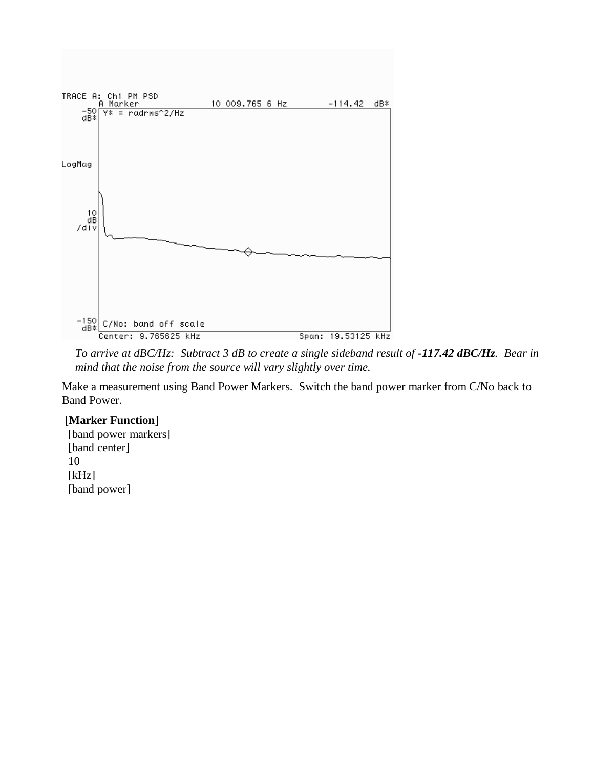TRACE A: Ch1 PM PSD
A Marker 10 009.765 6 Hz -114.42 dB*
-50 dB* Y* = radrms^2/Hz

LogMag

10 dB /div

-150 dB* C/No: band off scale
Center: 9.765625 kHz Span: 19.53125 kHz

*To arrive at dBC/Hz: Subtract 3 dB to create a single sideband result of **-117.42 dBC/Hz**. Bear in mind that the noise from the source will vary slightly over time.*

Make a measurement using Band Power Markers. Switch the band power marker from C/No back to Band Power.

[**Marker Function**]
[band power markers]
[band center]
10
[kHz]
[band power]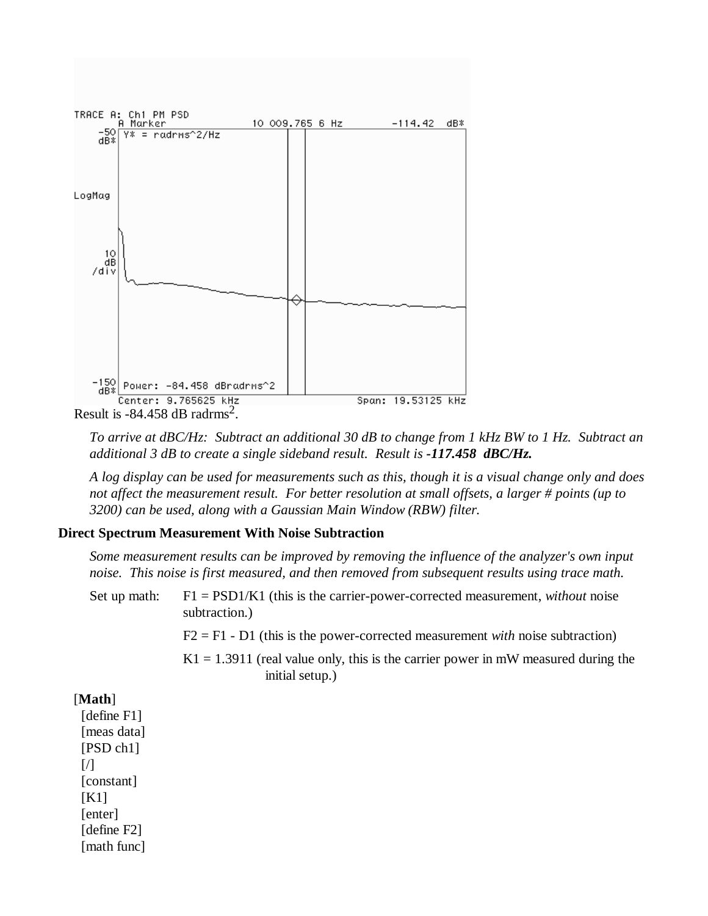TRACE A: Ch1 PM PSD
A Marker 10 009.765 6 Hz -114.42 dB*
-50 dB* Y* = radrms^2/Hz
LogMag
10 dB /div
-150 dB* Power: -84.458 dBradrms^2
Center: 9.765625 kHz Span: 19.53125 kHz

Result is -84.458 dB radrms$^2$.

*To arrive at dBC/Hz: Subtract an additional 30 dB to change from 1 kHz BW to 1 Hz. Subtract an additional 3 dB to create a single sideband result. Result is* ***-117.458 dBC/Hz.***

*A log display can be used for measurements such as this, though it is a visual change only and does not affect the measurement result. For better resolution at small offsets, a larger # points (up to 3200) can be used, along with a Gaussian Main Window (RBW) filter.*

**Direct Spectrum Measurement With Noise Subtraction**

*Some measurement results can be improved by removing the influence of the analyzer's own input noise. This noise is first measured, and then removed from subsequent results using trace math.*

Set up math: F1 = PSD1/K1 (this is the carrier-power-corrected measurement, *without* noise subtraction.)

F2 = F1 - D1 (this is the power-corrected measurement *with* noise subtraction)

K1 = 1.3911 (real value only, this is the carrier power in mW measured during the initial setup.)

[**Math**]
[define F1]
[meas data]
[PSD ch1]
[/]
[constant]
[K1]
[enter]
[define F2]
[math func]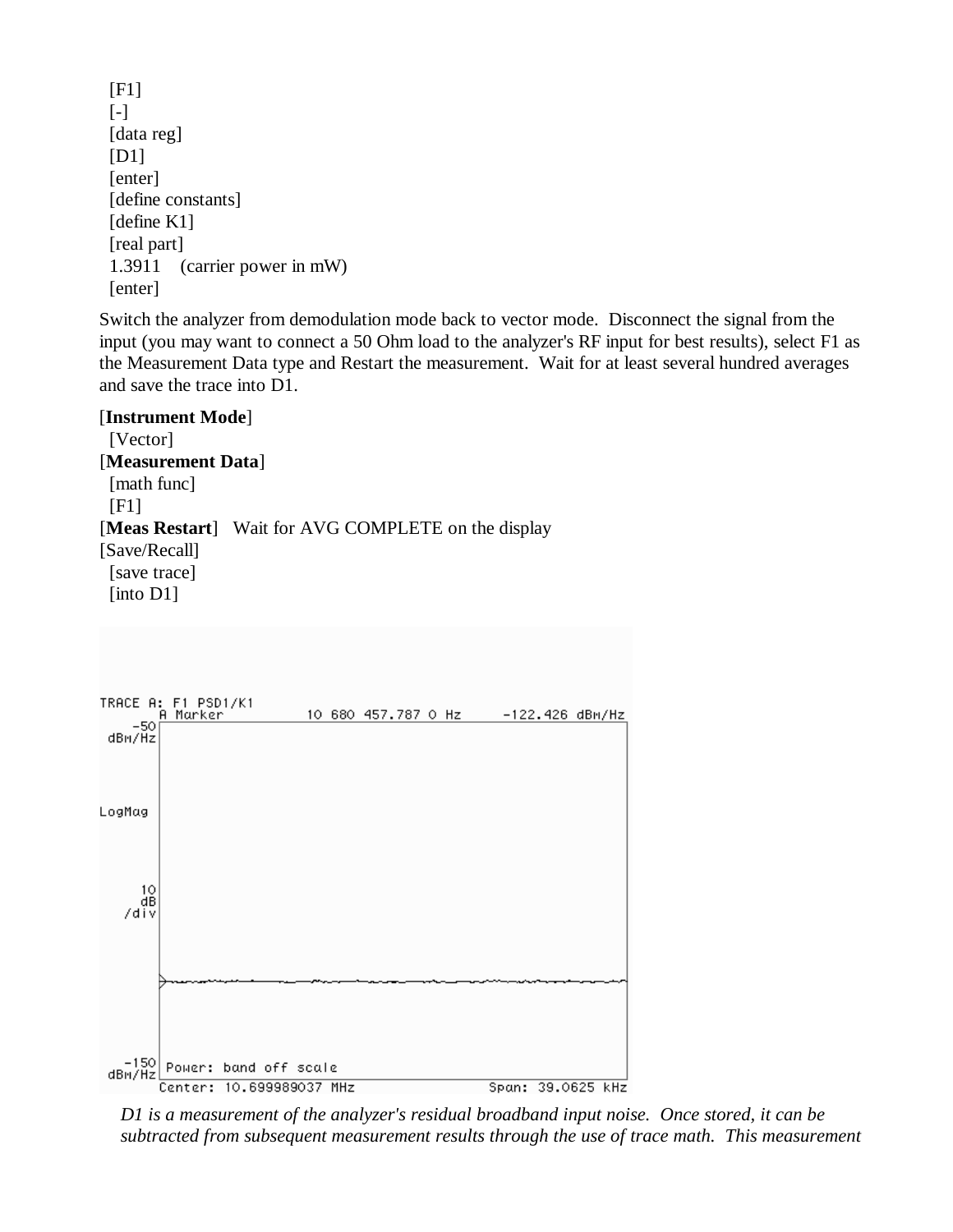[F1]
[-]
[data reg]
[D1]
[enter]
[define constants]
[define K1]
[real part]
1.3911 (carrier power in mW)
[enter]

Switch the analyzer from demodulation mode back to vector mode. Disconnect the signal from the input (you may want to connect a 50 Ohm load to the analyzer's RF input for best results), select F1 as the Measurement Data type and Restart the measurement. Wait for at least several hundred averages and save the trace into D1.

[**Instrument Mode**]
[Vector]
[**Measurement Data**]
[math func]
[F1]
[**Meas Restart**] Wait for AVG COMPLETE on the display
[Save/Recall]
[save trace]
[into D1]

*D1 is a measurement of the analyzer's residual broadband input noise. Once stored, it can be subtracted from subsequent measurement results through the use of trace math. This measurement*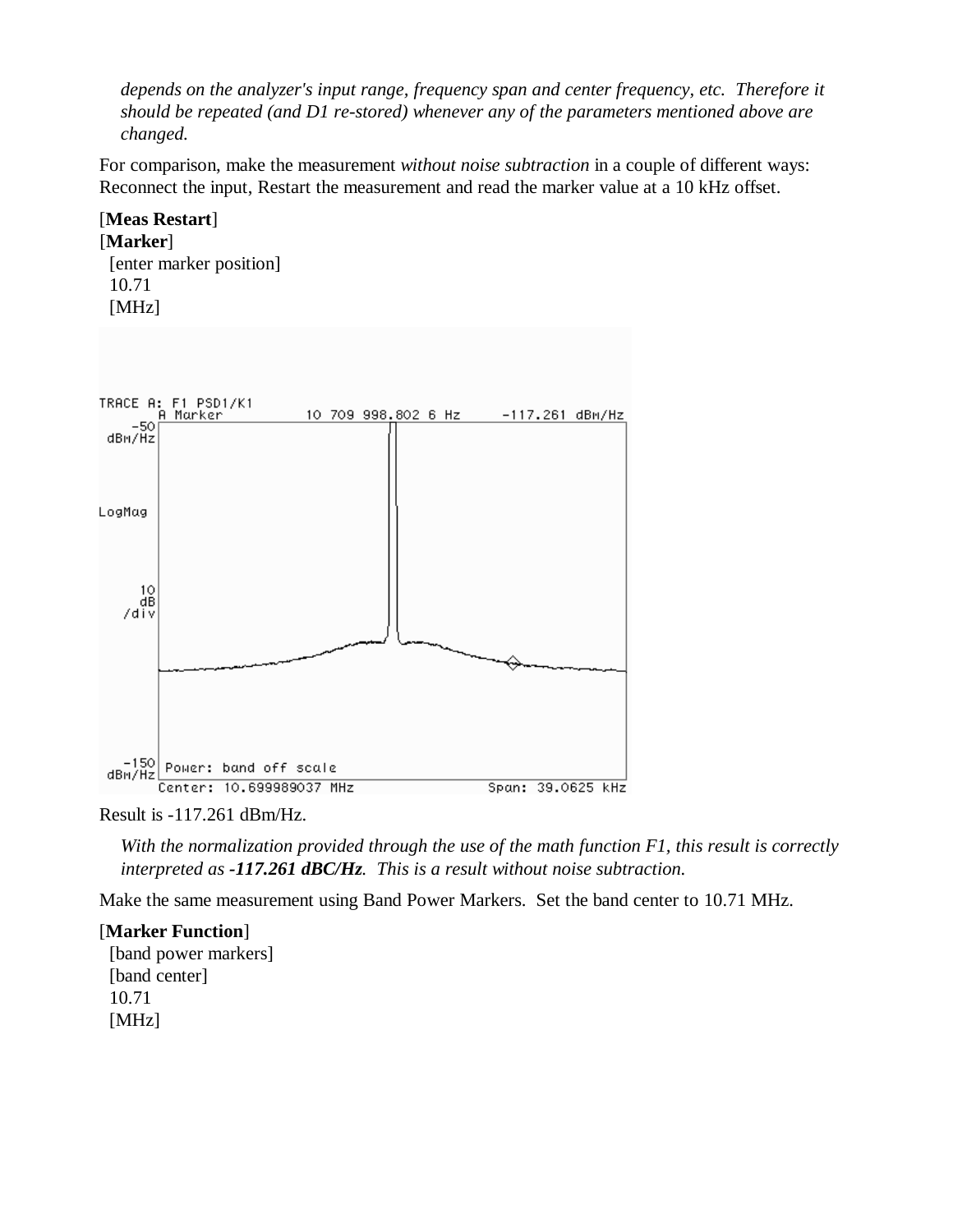*depends on the analyzer's input range, frequency span and center frequency, etc. Therefore it should be repeated (and D1 re-stored) whenever any of the parameters mentioned above are changed.*

For comparison, make the measurement *without noise subtraction* in a couple of different ways: Reconnect the input, Restart the measurement and read the marker value at a 10 kHz offset.

[**Meas Restart**]
[**Marker**]
  [enter marker position]
  10.71
  [MHz]

Result is -117.261 dBm/Hz.

*With the normalization provided through the use of the math function F1, this result is correctly interpreted as **-117.261 dBC/Hz**. This is a result without noise subtraction.*

Make the same measurement using Band Power Markers. Set the band center to 10.71 MHz.

[**Marker Function**]
  [band power markers]
  [band center]
  10.71
  [MHz]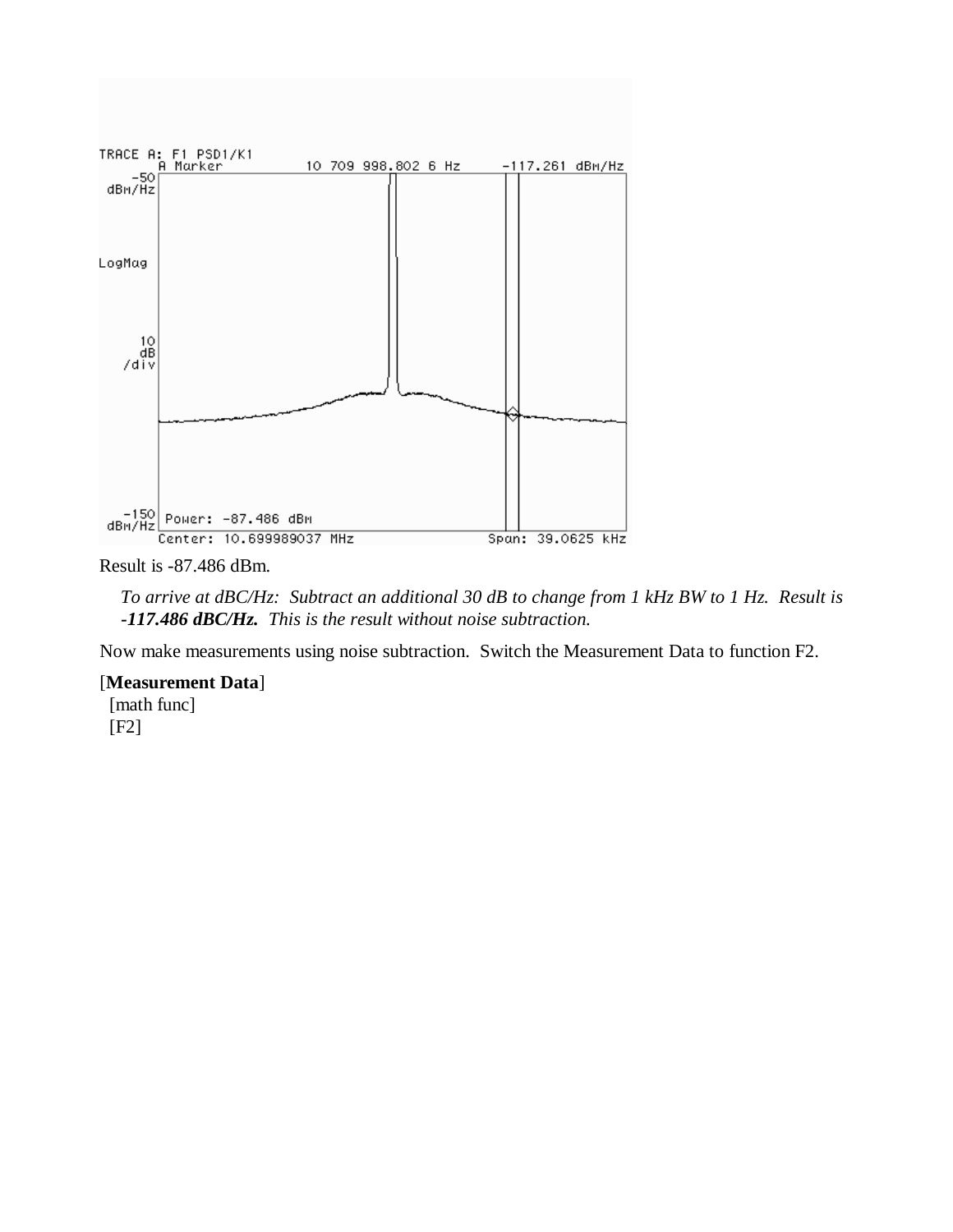Result is -87.486 dBm.

> *To arrive at dBC/Hz: Subtract an additional 30 dB to change from 1 kHz BW to 1 Hz. Result is **-117.486 dBC/Hz.** This is the result without noise subtraction.*

Now make measurements using noise subtraction. Switch the Measurement Data to function F2.

[**Measurement Data**]
  [math func]
  [F2]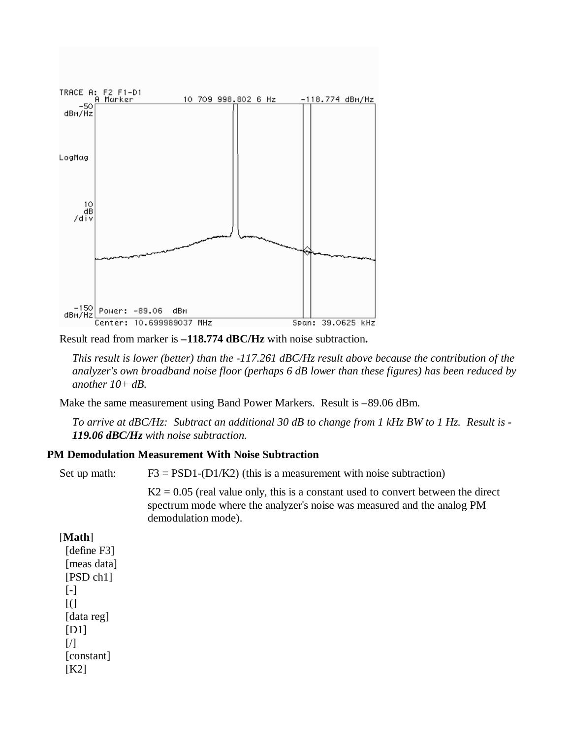Result read from marker is **–118.774 dBC/Hz** with noise subtraction**.**

*This result is lower (better) than the -117.261 dBC/Hz result above because the contribution of the analyzer's own broadband noise floor (perhaps 6 dB lower than these figures) has been reduced by another 10+ dB.*

Make the same measurement using Band Power Markers. Result is –89.06 dBm.

*To arrive at dBC/Hz: Subtract an additional 30 dB to change from 1 kHz BW to 1 Hz. Result is **-119.06 dBC/Hz** with noise subtraction.*

**PM Demodulation Measurement With Noise Subtraction**

Set up math: F3 = PSD1-(D1/K2) (this is a measurement with noise subtraction)

K2 = 0.05 (real value only, this is a constant used to convert between the direct spectrum mode where the analyzer's noise was measured and the analog PM demodulation mode).

[**Math**]
[define F3]
[meas data]
[PSD ch1]
[-]
[(]
[data reg]
[D1]
[/]
[constant]
[K2]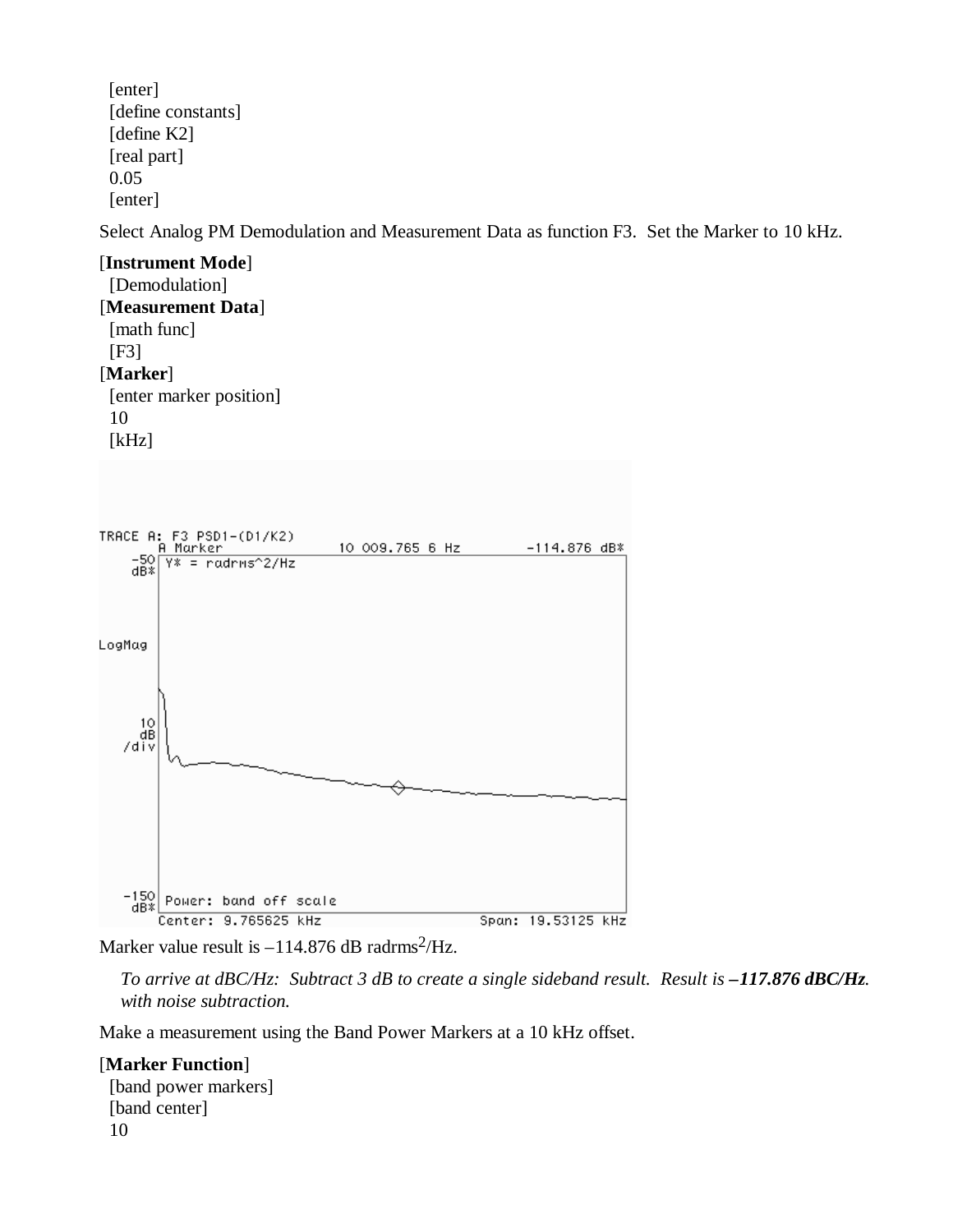[enter]
[define constants]
[define K2]
[real part]
0.05
[enter]

Select Analog PM Demodulation and Measurement Data as function F3. Set the Marker to 10 kHz.

[**Instrument Mode**]
[Demodulation]
[**Measurement Data**]
[math func]
[F3]
[**Marker**]
[enter marker position]
10
[kHz]

```
TRACE A: F3 PSD1-(D1/K2)
      A Marker              10 009.765 6 Hz          -114.876 dB*
 -50
 dB*  Y* = radrms^2/Hz

LogMag

  10
  dB
/div

-150
 dB*  Power: band off scale
      Center: 9.765625 kHz                       Span: 19.53125 kHz
```

Marker value result is –114.876 dB radrms$^2$/Hz.

*To arrive at dBC/Hz: Subtract 3 dB to create a single sideband result. Result is **–117.876 dBC/Hz**. with noise subtraction.*

Make a measurement using the Band Power Markers at a 10 kHz offset.

[**Marker Function**]
[band power markers]
[band center]
10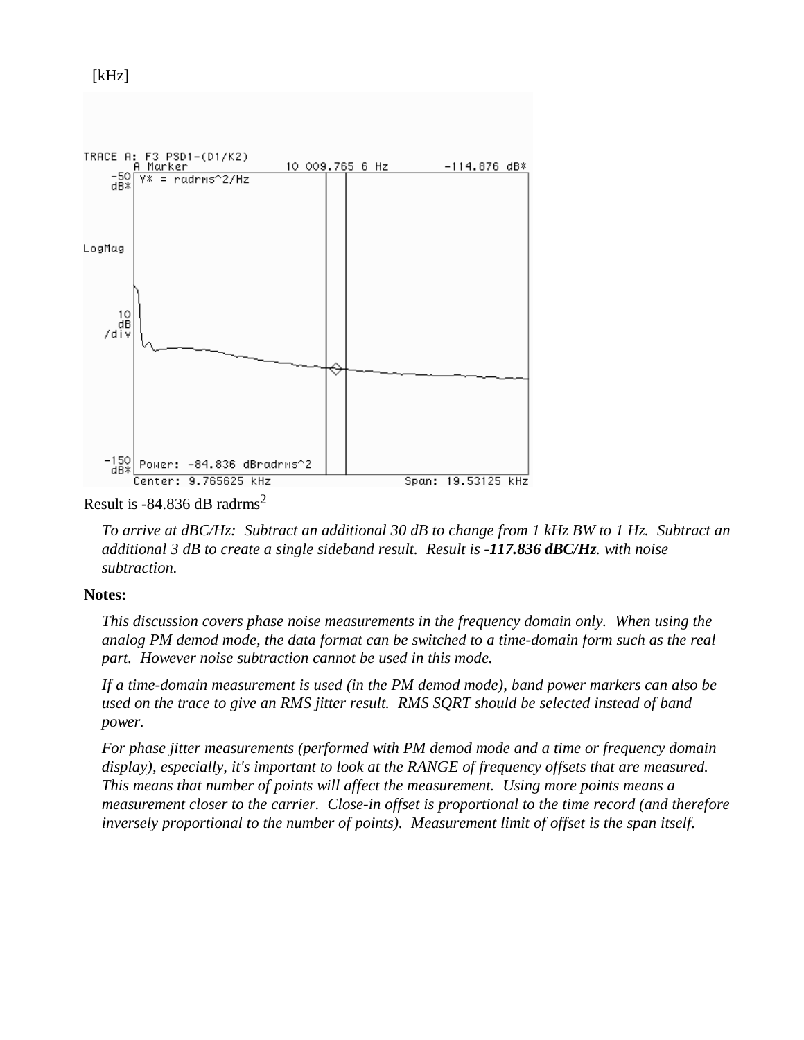[kHz]

TRACE A: F3 PSD1-(D1/K2)
A Marker 10 009.765 6 Hz -114.876 dB*
-50 dB*
Y* = radrms^2/Hz
LogMag
10 dB /div
-150 dB*
Power: -84.836 dBradrms^2
Center: 9.765625 kHz
Span: 19.53125 kHz

Result is -84.836 dB radrms$^2$

> *To arrive at dBC/Hz: Subtract an additional 30 dB to change from 1 kHz BW to 1 Hz. Subtract an additional 3 dB to create a single sideband result. Result is* ***-117.836 dBC/Hz****. with noise subtraction.*

**Notes:**

> *This discussion covers phase noise measurements in the frequency domain only. When using the analog PM demod mode, the data format can be switched to a time-domain form such as the real part. However noise subtraction cannot be used in this mode.*
>
> *If a time-domain measurement is used (in the PM demod mode), band power markers can also be used on the trace to give an RMS jitter result. RMS SQRT should be selected instead of band power.*
>
> *For phase jitter measurements (performed with PM demod mode and a time or frequency domain display), especially, it's important to look at the RANGE of frequency offsets that are measured. This means that number of points will affect the measurement. Using more points means a measurement closer to the carrier. Close-in offset is proportional to the time record (and therefore inversely proportional to the number of points). Measurement limit of offset is the span itself.*